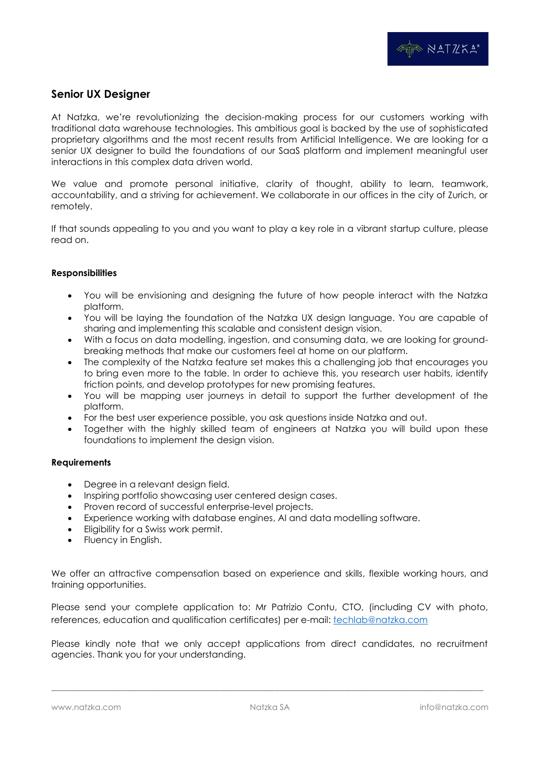# Senior UX Designer

At Natzka, we're revolutionizing the decision-making process for our customers working with traditional data warehouse technologies. This ambitious goal is backed by the use of sophisticated proprietary algorithms and the most recent results from Artificial Intelligence. We are looking for a senior UX designer to build the foundations of our SaaS platform and implement meaningful user interactions in this complex data driven world.

We value and promote personal initiative, clarity of thought, ability to learn, teamwork, accountability, and a striving for achievement. We collaborate in our offices in the city of Zurich, or remotely.

If that sounds appealing to you and you want to play a key role in a vibrant startup culture, please read on.

**Responsibilities**

- You will be envisioning and designing the future of how people interact with the Natzka platform.
- You will be laying the foundation of the Natzka UX design language. You are capable of sharing and implementing this scalable and consistent design vision.
- With a focus on data modelling, ingestion, and consuming data, we are looking for ground-breaking methods that make our customers feel at home on our platform.
- The complexity of the Natzka feature set makes this a challenging job that encourages you to bring even more to the table. In order to achieve this, you research user habits, identify friction points, and develop prototypes for new promising features.
- You will be mapping user journeys in detail to support the further development of the platform.
- For the best user experience possible, you ask questions inside Natzka and out.
- Together with the highly skilled team of engineers at Natzka you will build upon these foundations to implement the design vision.

**Requirements**

- Degree in a relevant design field.
- Inspiring portfolio showcasing user centered design cases.
- Proven record of successful enterprise-level projects.
- Experience working with database engines, AI and data modelling software.
- Eligibility for a Swiss work permit.
- Fluency in English.

We offer an attractive compensation based on experience and skills, flexible working hours, and training opportunities.

Please send your complete application to: Mr Patrizio Contu, CTO, (including CV with photo, references, education and qualification certificates) per e-mail: [techlab@natzka.com](mailto:techlab@natzka.com)

Please kindly note that we only accept applications from direct candidates, no recruitment agencies. Thank you for your understanding.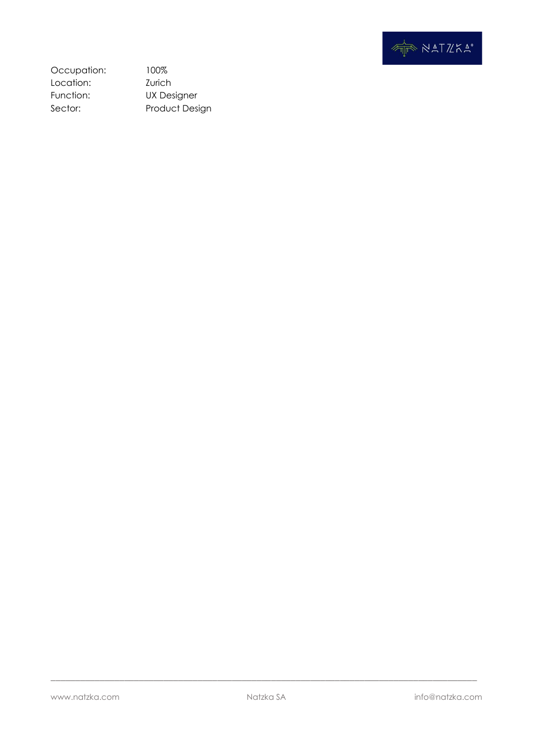| | |
|---|---|
| Occupation: | 100% |
| Location: | Zurich |
| Function: | UX Designer |
| Sector: | Product Design |